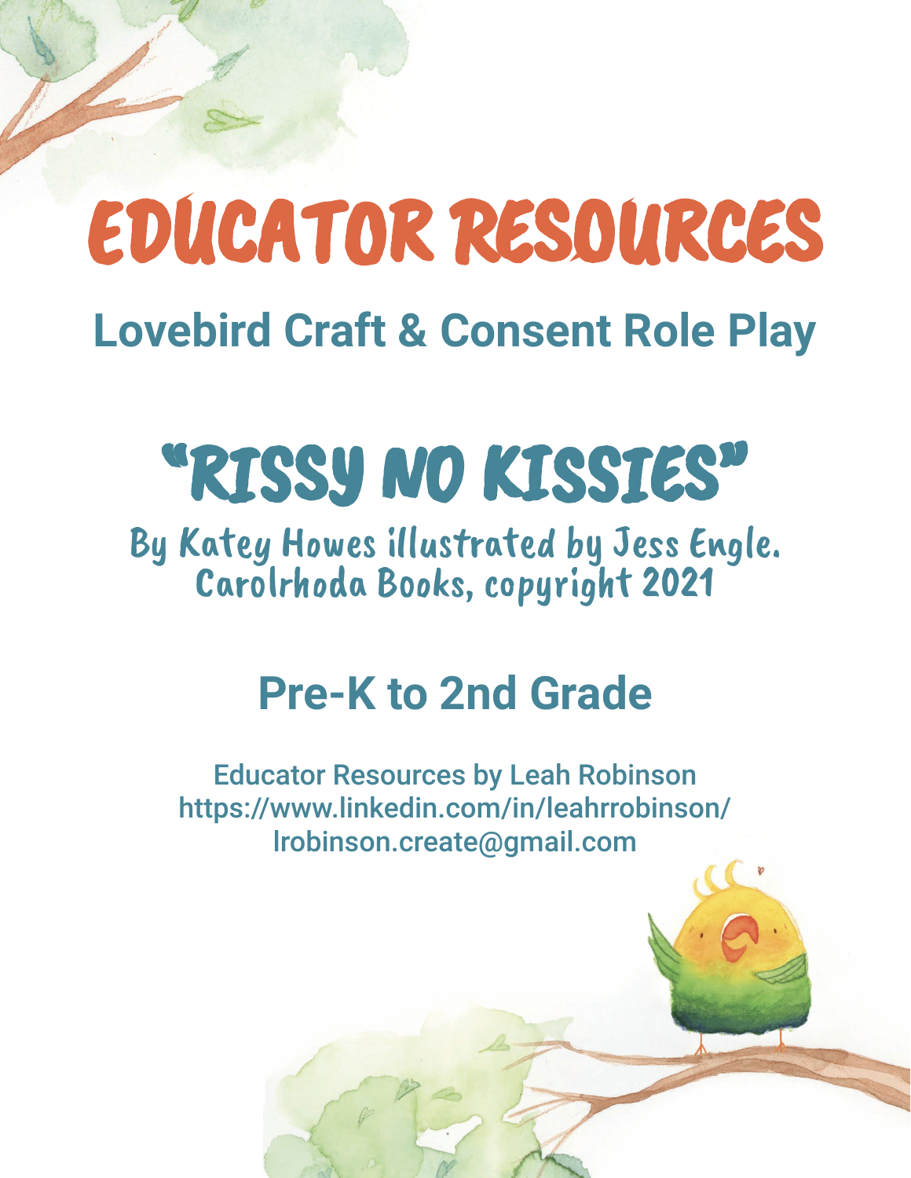# EDUCATOR RESOURCES

## Lovebird Craft & Consent Role Play

# "RISSY NO KISSIES"

By Katey Howes illustrated by Jess Engle.
Carolrhoda Books, copyright 2021

## Pre-K to 2nd Grade

Educator Resources by Leah Robinson
https://www.linkedin.com/in/leahrrobinson/
lrobinson.create@gmail.com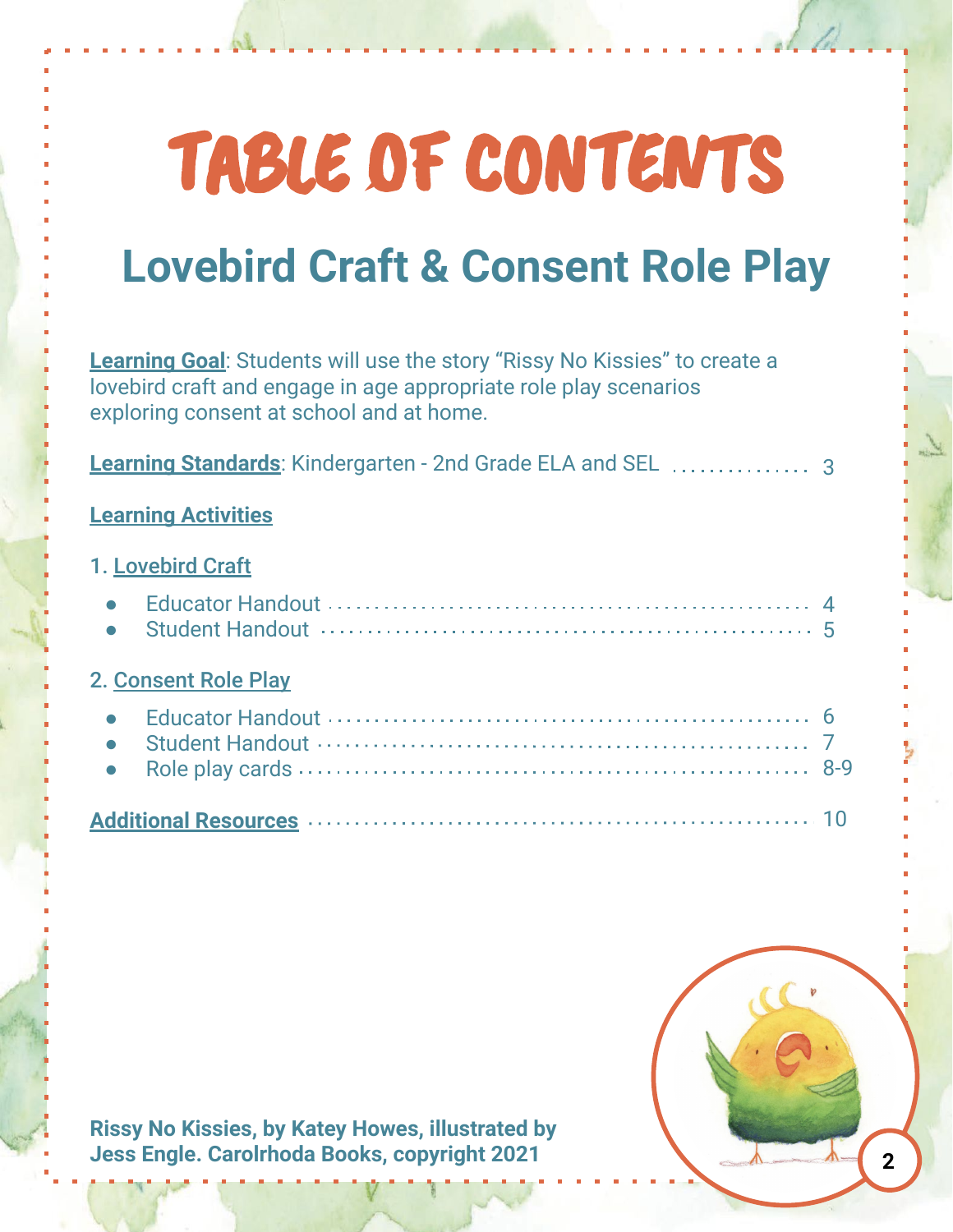# TABLE OF CONTENTS

## Lovebird Craft & Consent Role Play

**Learning Goal**: Students will use the story "Rissy No Kissies" to create a lovebird craft and engage in age appropriate role play scenarios exploring consent at school and at home.

**Learning Standards**: Kindergarten - 2nd Grade ELA and SEL ............... 3

**Learning Activities**

1. Lovebird Craft
   - Educator Handout ............... 4
   - Student Handout ............... 5

2. Consent Role Play
   - Educator Handout ............... 6
   - Student Handout ............... 7
   - Role play cards ............... 8-9

**Additional Resources** ............... 10

**Rissy No Kissies, by Katey Howes, illustrated by Jess Engle. Carolrhoda Books, copyright 2021**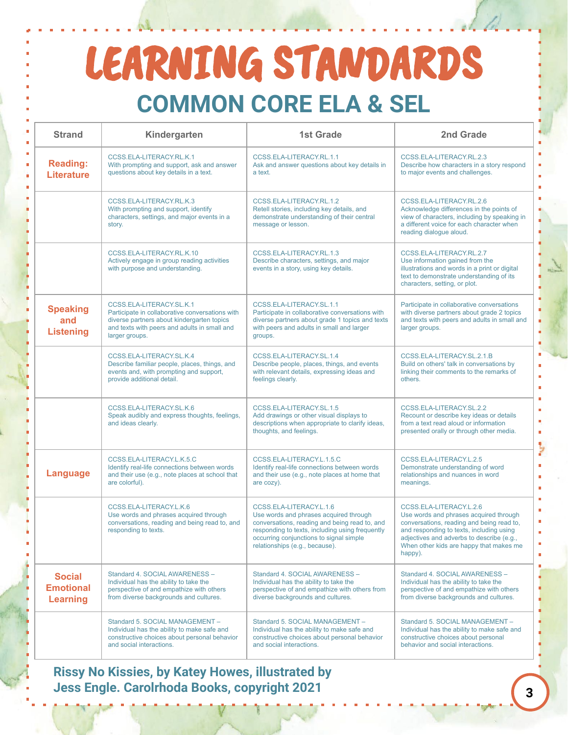# LEARNING STANDARDS

## COMMON CORE ELA & SEL

| Strand | Kindergarten | 1st Grade | 2nd Grade |
|---|---|---|---|
| **Reading: Literature** | CCSS.ELA-LITERACY.RL.K.1 With prompting and support, ask and answer questions about key details in a text. | CCSS.ELA-LITERACY.RL.1.1 Ask and answer questions about key details in a text. | CCSS.ELA-LITERACY.RL.2.3 Describe how characters in a story respond to major events and challenges. |
| | CCSS.ELA-LITERACY.RL.K.3 With prompting and support, identify characters, settings, and major events in a story. | CCSS.ELA-LITERACY.RL.1.2 Retell stories, including key details, and demonstrate understanding of their central message or lesson. | CCSS.ELA-LITERACY.RL.2.6 Acknowledge differences in the points of view of characters, including by speaking in a different voice for each character when reading dialogue aloud. |
| | CCSS.ELA-LITERACY.RL.K.10 Actively engage in group reading activities with purpose and understanding. | CCSS.ELA-LITERACY.RL.1.3 Describe characters, settings, and major events in a story, using key details. | CCSS.ELA-LITERACY.RL.2.7 Use information gained from the illustrations and words in a print or digital text to demonstrate understanding of its characters, setting, or plot. |
| **Speaking and Listening** | CCSS.ELA-LITERACY.SL.K.1 Participate in collaborative conversations with diverse partners about kindergarten topics and texts with peers and adults in small and larger groups. | CCSS.ELA-LITERACY.SL.1.1 Participate in collaborative conversations with diverse partners about grade 1 topics and texts with peers and adults in small and larger groups. | Participate in collaborative conversations with diverse partners about grade 2 topics and texts with peers and adults in small and larger groups. |
| | CCSS.ELA-LITERACY.SL.K.4 Describe familiar people, places, things, and events and, with prompting and support, provide additional detail. | CCSS.ELA-LITERACY.SL.1.4 Describe people, places, things, and events with relevant details, expressing ideas and feelings clearly. | CCSS.ELA-LITERACY.SL.2.1.B Build on others' talk in conversations by linking their comments to the remarks of others. |
| | CCSS.ELA-LITERACY.SL.K.6 Speak audibly and express thoughts, feelings, and ideas clearly. | CCSS.ELA-LITERACY.SL.1.5 Add drawings or other visual displays to descriptions when appropriate to clarify ideas, thoughts, and feelings. | CCSS.ELA-LITERACY.SL.2.2 Recount or describe key ideas or details from a text read aloud or information presented orally or through other media. |
| **Language** | CCSS.ELA-LITERACY.L.K.5.C Identify real-life connections between words and their use (e.g., note places at school that are colorful). | CCSS.ELA-LITERACY.L.1.5.C Identify real-life connections between words and their use (e.g., note places at home that are cozy). | CCSS.ELA-LITERACY.L.2.5 Demonstrate understanding of word relationships and nuances in word meanings. |
| | CCSS.ELA-LITERACY.L.K.6 Use words and phrases acquired through conversations, reading and being read to, and responding to texts. | CCSS.ELA-LITERACY.L.1.6 Use words and phrases acquired through conversations, reading and being read to, and responding to texts, including using frequently occurring conjunctions to signal simple relationships (e.g., because). | CCSS.ELA-LITERACY.L.2.6 Use words and phrases acquired through conversations, reading and being read to, and responding to texts, including using adjectives and adverbs to describe (e.g., When other kids are happy that makes me happy). |
| **Social Emotional Learning** | Standard 4. SOCIAL AWARENESS – Individual has the ability to take the perspective of and empathize with others from diverse backgrounds and cultures. | Standard 4. SOCIAL AWARENESS – Individual has the ability to take the perspective of and empathize with others from diverse backgrounds and cultures. | Standard 4. SOCIAL AWARENESS – Individual has the ability to take the perspective of and empathize with others from diverse backgrounds and cultures. |
| | Standard 5. SOCIAL MANAGEMENT – Individual has the ability to make safe and constructive choices about personal behavior and social interactions. | Standard 5. SOCIAL MANAGEMENT – Individual has the ability to make safe and constructive choices about personal behavior and social interactions. | Standard 5. SOCIAL MANAGEMENT – Individual has the ability to make safe and constructive choices about personal behavior and social interactions. |

**Rissy No Kissies, by Katey Howes, illustrated by Jess Engle. Carolrhoda Books, copyright 2021**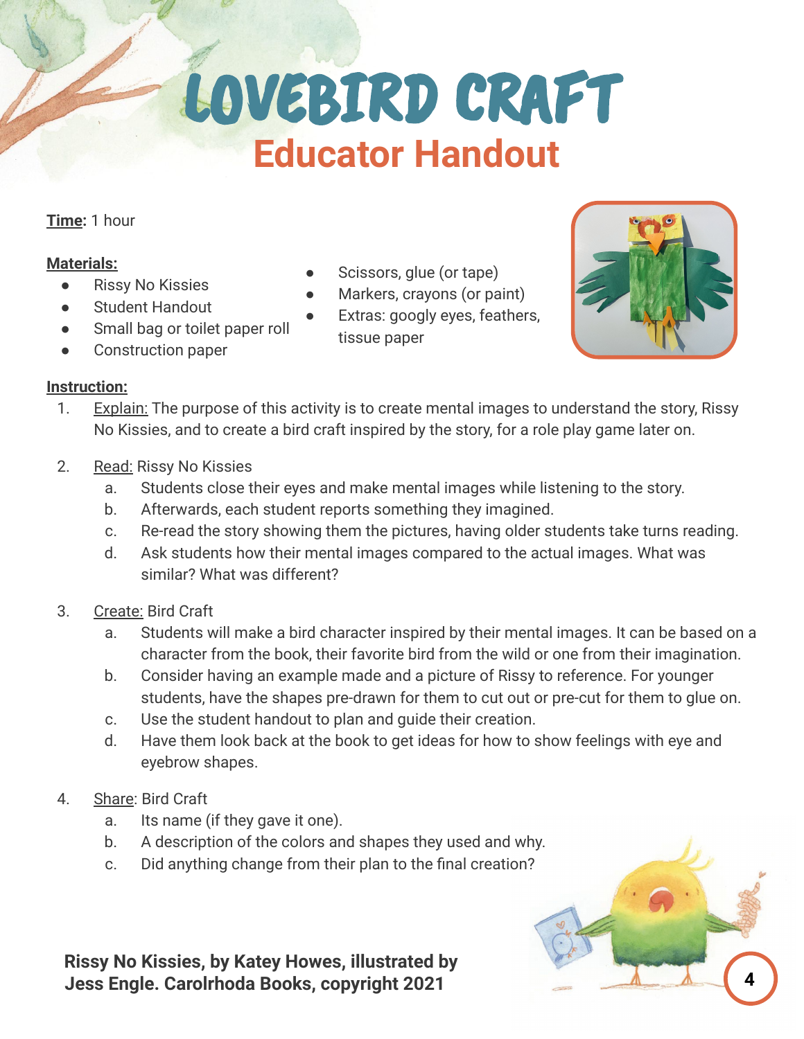# LOVEBIRD CRAFT

## Educator Handout

**Time:** 1 hour

**Materials:**

- Rissy No Kissies
- Student Handout
- Small bag or toilet paper roll
- Construction paper
- Scissors, glue (or tape)
- Markers, crayons (or paint)
- Extras: googly eyes, feathers, tissue paper

**Instruction:**

1. Explain: The purpose of this activity is to create mental images to understand the story, Rissy No Kissies, and to create a bird craft inspired by the story, for a role play game later on.
2. Read: Rissy No Kissies
   a. Students close their eyes and make mental images while listening to the story.
   b. Afterwards, each student reports something they imagined.
   c. Re-read the story showing them the pictures, having older students take turns reading.
   d. Ask students how their mental images compared to the actual images. What was similar? What was different?
3. Create: Bird Craft
   a. Students will make a bird character inspired by their mental images. It can be based on a character from the book, their favorite bird from the wild or one from their imagination.
   b. Consider having an example made and a picture of Rissy to reference. For younger students, have the shapes pre-drawn for them to cut out or pre-cut for them to glue on.
   c. Use the student handout to plan and guide their creation.
   d. Have them look back at the book to get ideas for how to show feelings with eye and eyebrow shapes.
4. Share: Bird Craft
   a. Its name (if they gave it one).
   b. A description of the colors and shapes they used and why.
   c. Did anything change from their plan to the final creation?

**Rissy No Kissies, by Katey Howes, illustrated by Jess Engle. Carolrhoda Books, copyright 2021**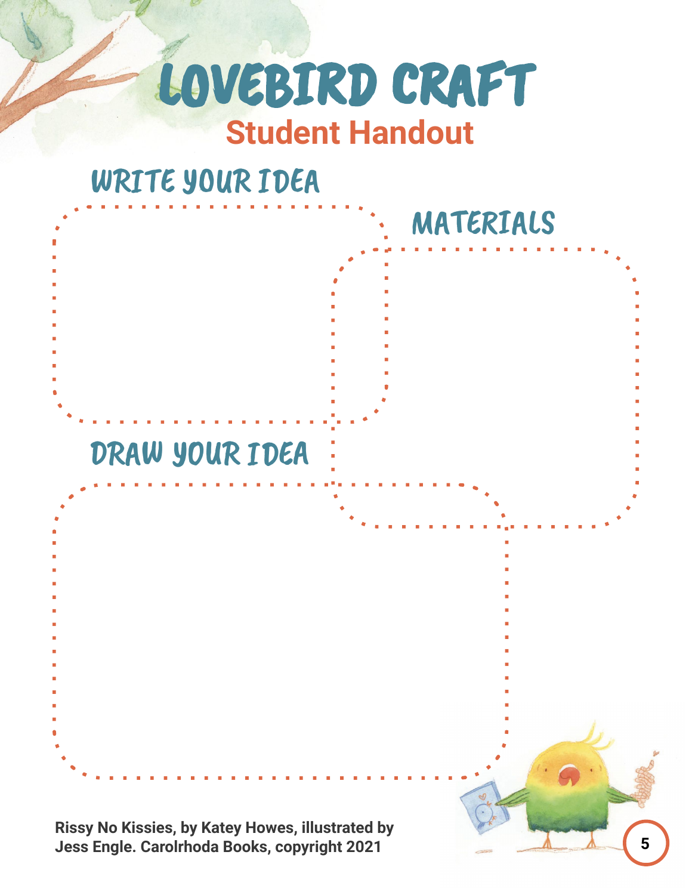# LOVEBIRD CRAFT

## Student Handout

### WRITE YOUR IDEA

### MATERIALS

### DRAW YOUR IDEA

**Rissy No Kissies, by Katey Howes, illustrated by Jess Engle. Carolrhoda Books, copyright 2021**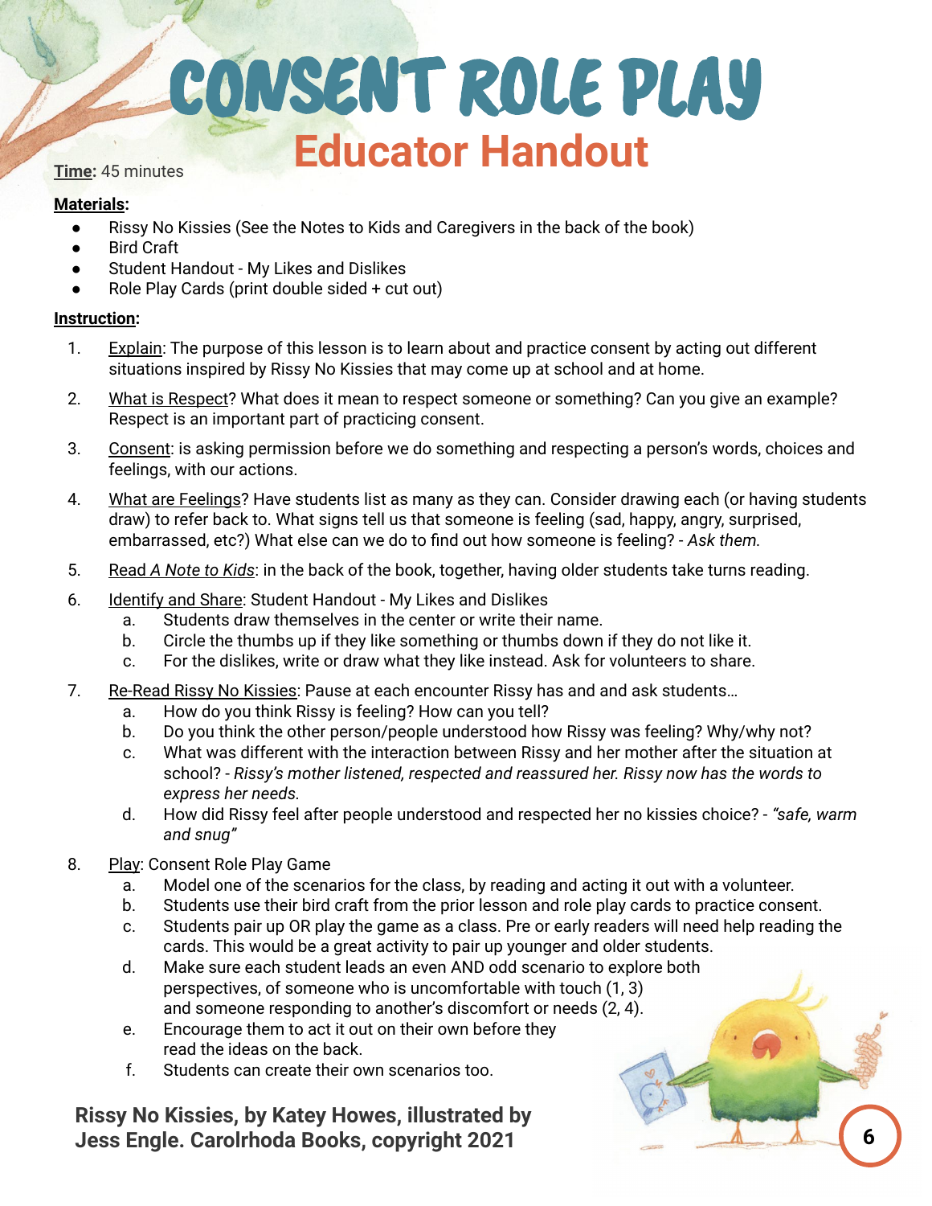# CONSENT ROLE PLAY

## Educator Handout

**Time:** 45 minutes

**Materials:**

- Rissy No Kissies (See the Notes to Kids and Caregivers in the back of the book)
- Bird Craft
- Student Handout - My Likes and Dislikes
- Role Play Cards (print double sided + cut out)

**Instruction:**

1. Explain: The purpose of this lesson is to learn about and practice consent by acting out different situations inspired by Rissy No Kissies that may come up at school and at home.
2. What is Respect? What does it mean to respect someone or something? Can you give an example? Respect is an important part of practicing consent.
3. Consent: is asking permission before we do something and respecting a person's words, choices and feelings, with our actions.
4. What are Feelings? Have students list as many as they can. Consider drawing each (or having students draw) to refer back to. What signs tell us that someone is feeling (sad, happy, angry, surprised, embarrassed, etc?) What else can we do to find out how someone is feeling? - *Ask them.*
5. Read *A Note to Kids*: in the back of the book, together, having older students take turns reading.
6. Identify and Share: Student Handout - My Likes and Dislikes
   a. Students draw themselves in the center or write their name.
   b. Circle the thumbs up if they like something or thumbs down if they do not like it.
   c. For the dislikes, write or draw what they like instead. Ask for volunteers to share.
7. Re-Read Rissy No Kissies: Pause at each encounter Rissy has and and ask students…
   a. How do you think Rissy is feeling? How can you tell?
   b. Do you think the other person/people understood how Rissy was feeling? Why/why not?
   c. What was different with the interaction between Rissy and her mother after the situation at school? - *Rissy's mother listened, respected and reassured her. Rissy now has the words to express her needs.*
   d. How did Rissy feel after people understood and respected her no kissies choice? - *"safe, warm and snug"*
8. Play: Consent Role Play Game
   a. Model one of the scenarios for the class, by reading and acting it out with a volunteer.
   b. Students use their bird craft from the prior lesson and role play cards to practice consent.
   c. Students pair up OR play the game as a class. Pre or early readers will need help reading the cards. This would be a great activity to pair up younger and older students.
   d. Make sure each student leads an even AND odd scenario to explore both perspectives, of someone who is uncomfortable with touch (1, 3) and someone responding to another's discomfort or needs (2, 4).
   e. Encourage them to act it out on their own before they read the ideas on the back.
   f. Students can create their own scenarios too.

**Rissy No Kissies, by Katey Howes, illustrated by Jess Engle. Carolrhoda Books, copyright 2021**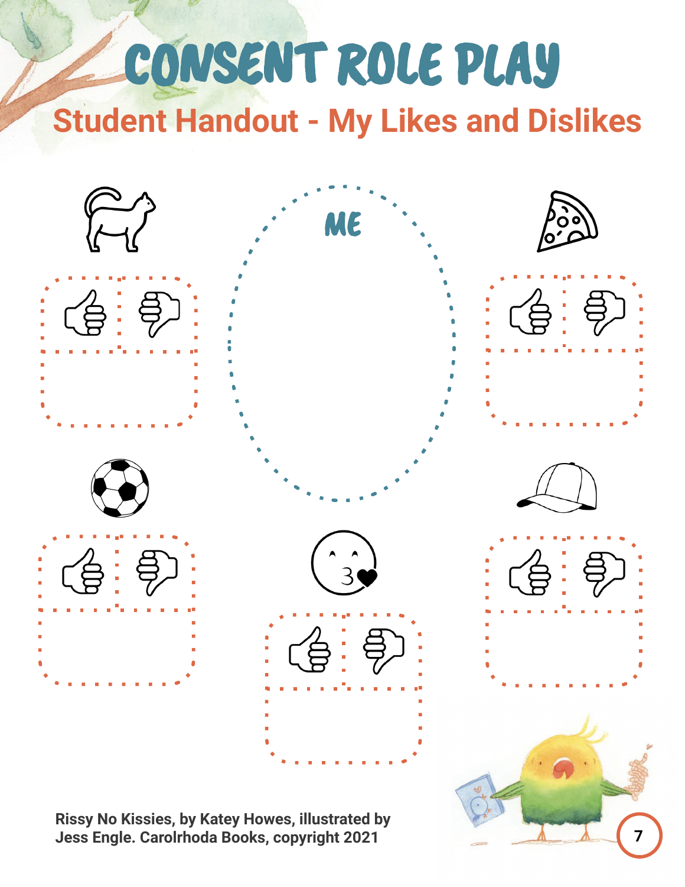# CONSENT ROLE PLAY

## Student Handout - My Likes and Dislikes

ME

**Rissy No Kissies, by Katey Howes, illustrated by Jess Engle. Carolrhoda Books, copyright 2021**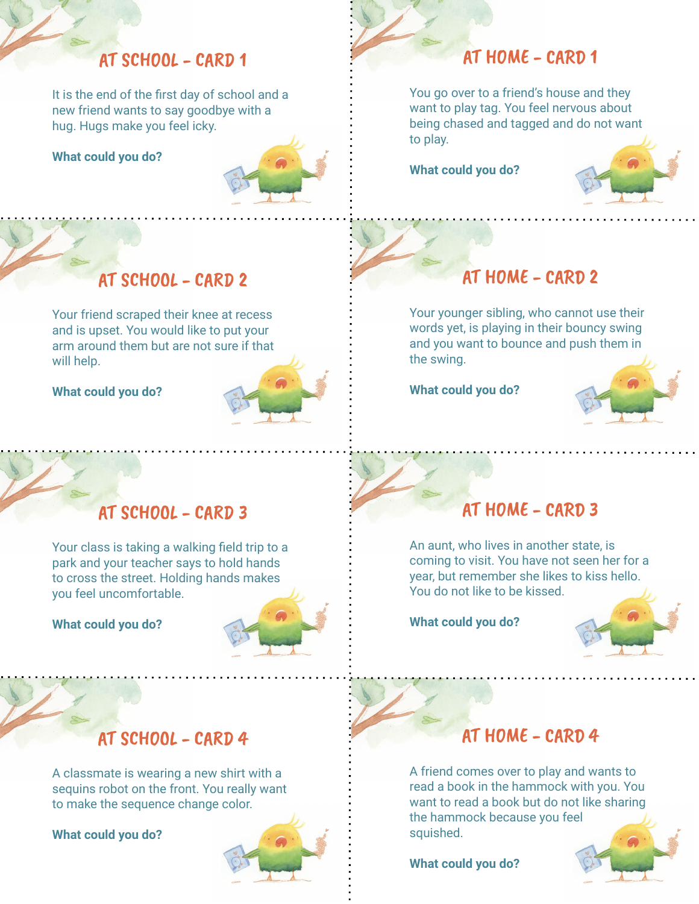## AT SCHOOL - CARD 1

It is the end of the first day of school and a new friend wants to say goodbye with a hug. Hugs make you feel icky.

**What could you do?**

## AT SCHOOL - CARD 2

Your friend scraped their knee at recess and is upset. You would like to put your arm around them but are not sure if that will help.

**What could you do?**

## AT SCHOOL - CARD 3

Your class is taking a walking field trip to a park and your teacher says to hold hands to cross the street. Holding hands makes you feel uncomfortable.

**What could you do?**

## AT SCHOOL - CARD 4

A classmate is wearing a new shirt with a sequins robot on the front. You really want to make the sequence change color.

**What could you do?**

## AT HOME - CARD 1

You go over to a friend's house and they want to play tag. You feel nervous about being chased and tagged and do not want to play.

**What could you do?**

## AT HOME - CARD 2

Your younger sibling, who cannot use their words yet, is playing in their bouncy swing and you want to bounce and push them in the swing.

**What could you do?**

## AT HOME - CARD 3

An aunt, who lives in another state, is coming to visit. You have not seen her for a year, but remember she likes to kiss hello. You do not like to be kissed.

**What could you do?**

## AT HOME - CARD 4

A friend comes over to play and wants to read a book in the hammock with you. You want to read a book but do not like sharing the hammock because you feel squished.

**What could you do?**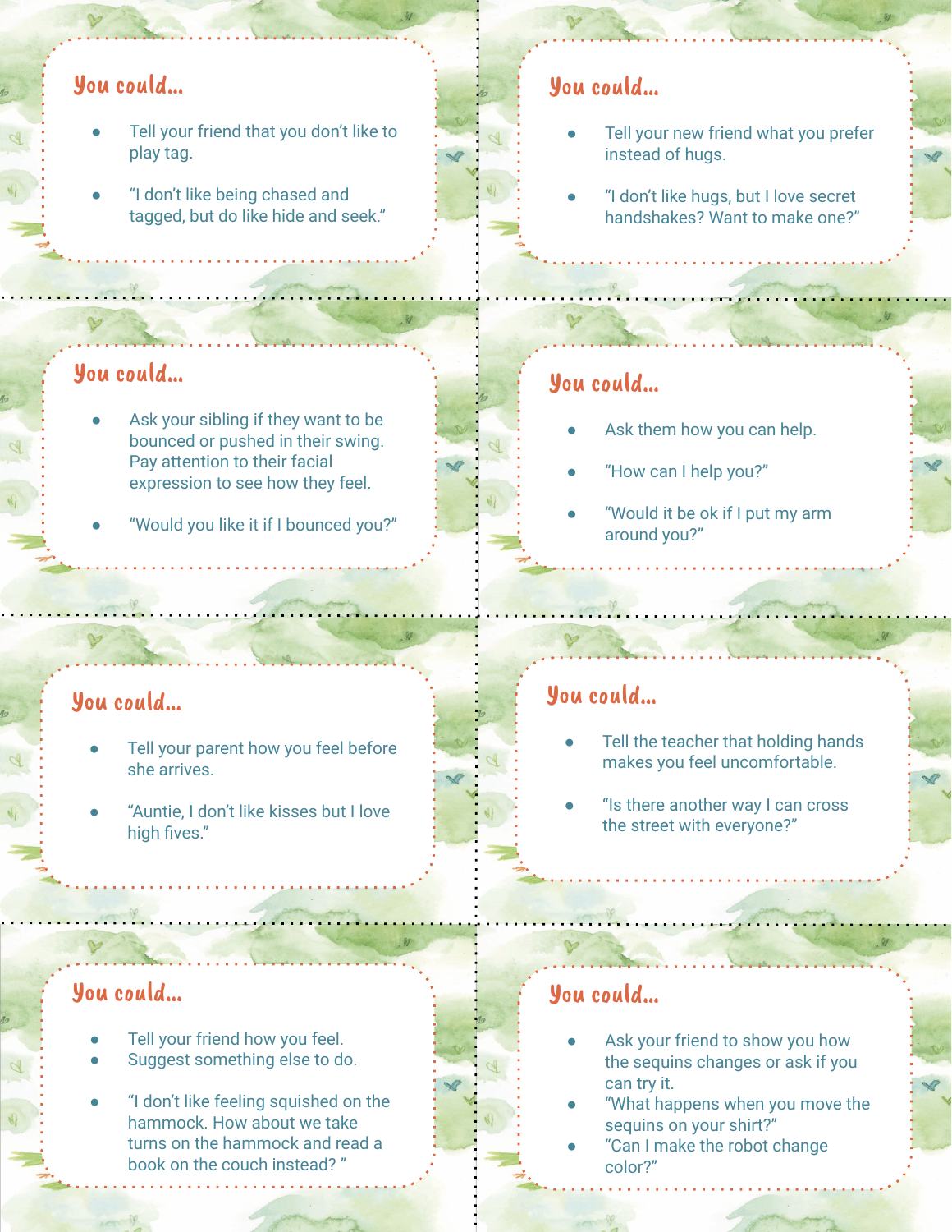### You could...

- Tell your friend that you don't like to play tag.
- "I don't like being chased and tagged, but do like hide and seek."

### You could...

- Tell your new friend what you prefer instead of hugs.
- "I don't like hugs, but I love secret handshakes? Want to make one?"

### You could...

- Ask your sibling if they want to be bounced or pushed in their swing. Pay attention to their facial expression to see how they feel.
- "Would you like it if I bounced you?"

### You could...

- Ask them how you can help.
- "How can I help you?"
- "Would it be ok if I put my arm around you?"

### You could...

- Tell your parent how you feel before she arrives.
- "Auntie, I don't like kisses but I love high fives."

### You could...

- Tell the teacher that holding hands makes you feel uncomfortable.
- "Is there another way I can cross the street with everyone?"

### You could...

- Tell your friend how you feel.
- Suggest something else to do.
- "I don't like feeling squished on the hammock. How about we take turns on the hammock and read a book on the couch instead? "

### You could...

- Ask your friend to show you how the sequins changes or ask if you can try it.
- "What happens when you move the sequins on your shirt?"
- "Can I make the robot change color?"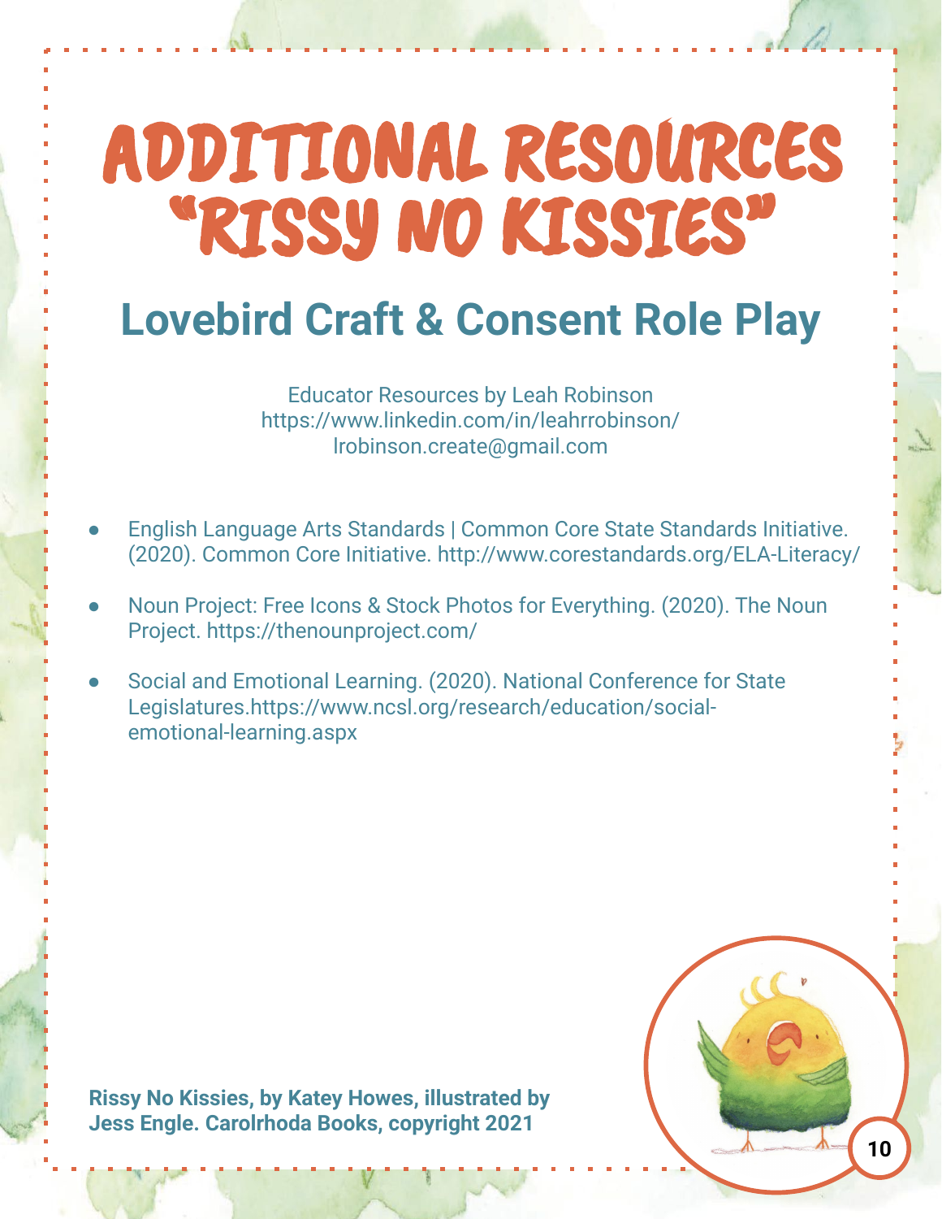# ADDITIONAL RESOURCES "RISSY NO KISSIES"

## Lovebird Craft & Consent Role Play

Educator Resources by Leah Robinson
https://www.linkedin.com/in/leahrrobinson/
lrobinson.create@gmail.com

- English Language Arts Standards | Common Core State Standards Initiative. (2020). Common Core Initiative. http://www.corestandards.org/ELA-Literacy/
- Noun Project: Free Icons & Stock Photos for Everything. (2020). The Noun Project. https://thenounproject.com/
- Social and Emotional Learning. (2020). National Conference for State Legislatures.https://www.ncsl.org/research/education/social-emotional-learning.aspx

**Rissy No Kissies, by Katey Howes, illustrated by Jess Engle. Carolrhoda Books, copyright 2021**